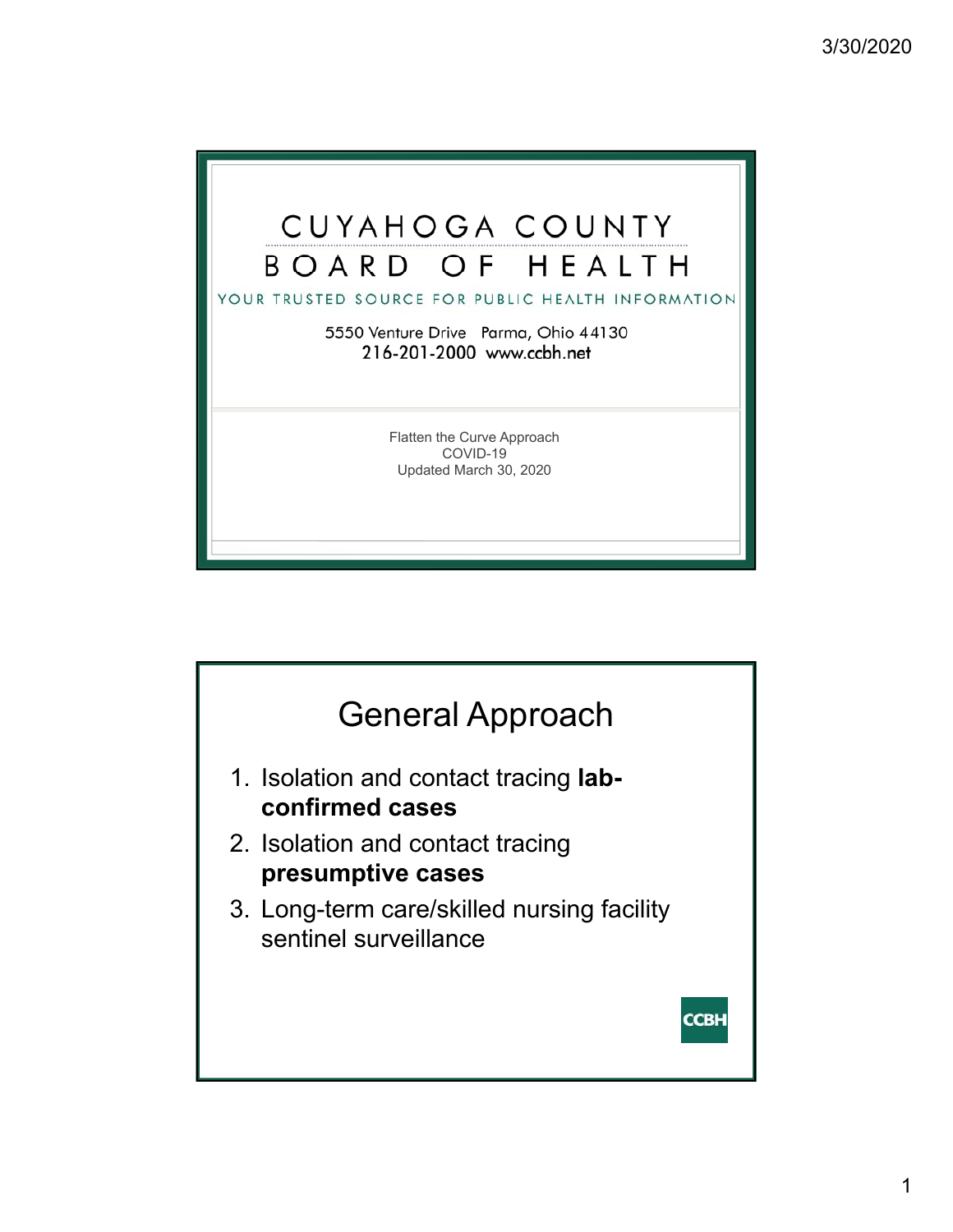# CUYAHOGA COUNTY BOARD OF HEALTH

YOUR TRUSTED SOURCE FOR PUBLIC HEALTH INFORMATION

5550 Venture Drive Parma, Ohio 44130
216-201-2000 www.ccbh.net

Flatten the Curve Approach
COVID-19
Updated March 30, 2020

## General Approach

1. Isolation and contact tracing **lab-confirmed cases**
2. Isolation and contact tracing **presumptive cases**
3. Long-term care/skilled nursing facility sentinel surveillance

CCBH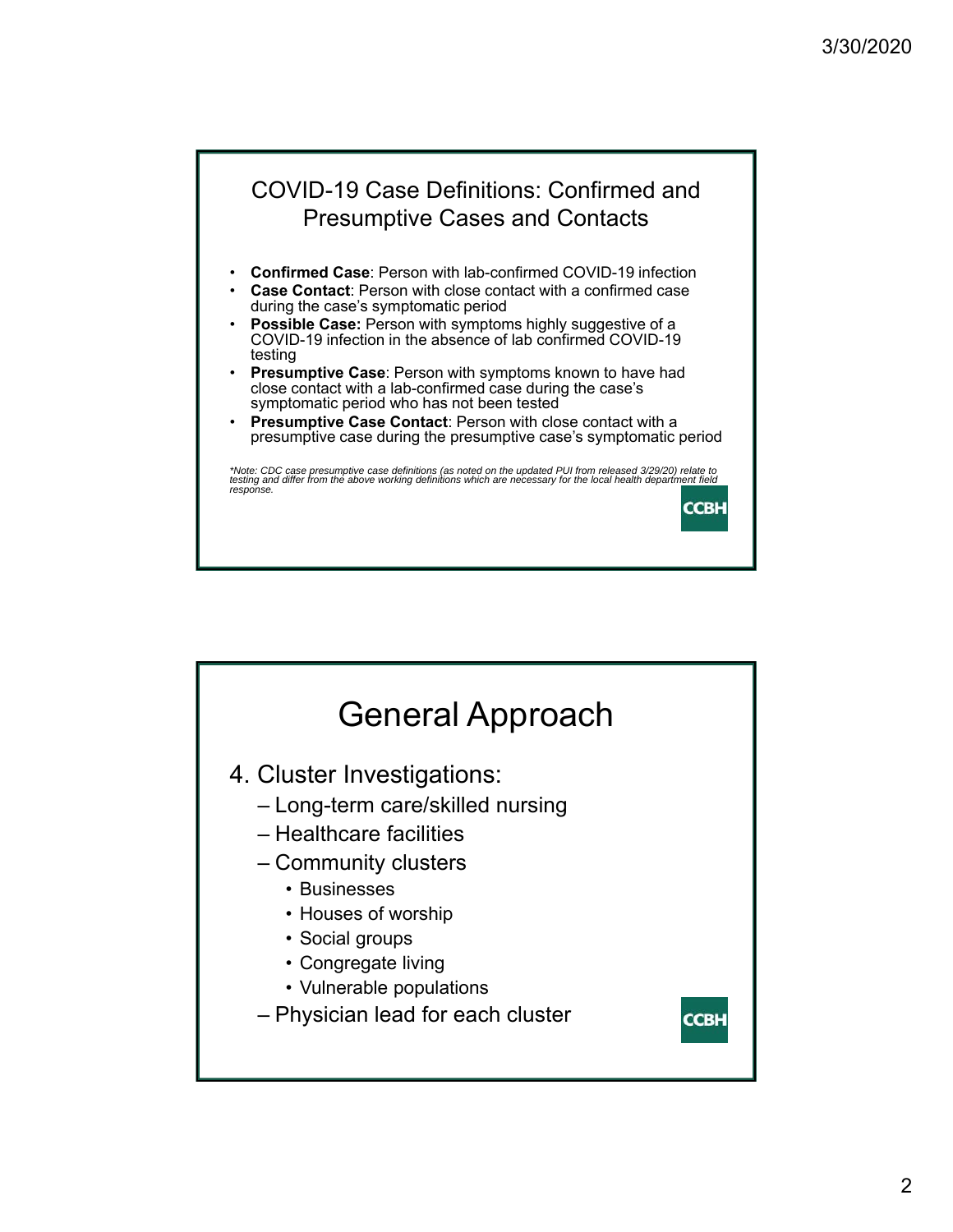## COVID-19 Case Definitions: Confirmed and Presumptive Cases and Contacts

- **Confirmed Case**: Person with lab-confirmed COVID-19 infection
- **Case Contact**: Person with close contact with a confirmed case during the case's symptomatic period
- **Possible Case:** Person with symptoms highly suggestive of a COVID-19 infection in the absence of lab confirmed COVID-19 testing
- **Presumptive Case**: Person with symptoms known to have had close contact with a lab-confirmed case during the case's symptomatic period who has not been tested
- **Presumptive Case Contact**: Person with close contact with a presumptive case during the presumptive case's symptomatic period

*\*Note: CDC case presumptive case definitions (as noted on the updated PUI from released 3/29/20) relate to testing and differ from the above working definitions which are necessary for the local health department field response.*

CCBH

## General Approach

4. Cluster Investigations:
   - Long-term care/skilled nursing
   - Healthcare facilities
   - Community clusters
     - Businesses
     - Houses of worship
     - Social groups
     - Congregate living
     - Vulnerable populations
   - Physician lead for each cluster

CCBH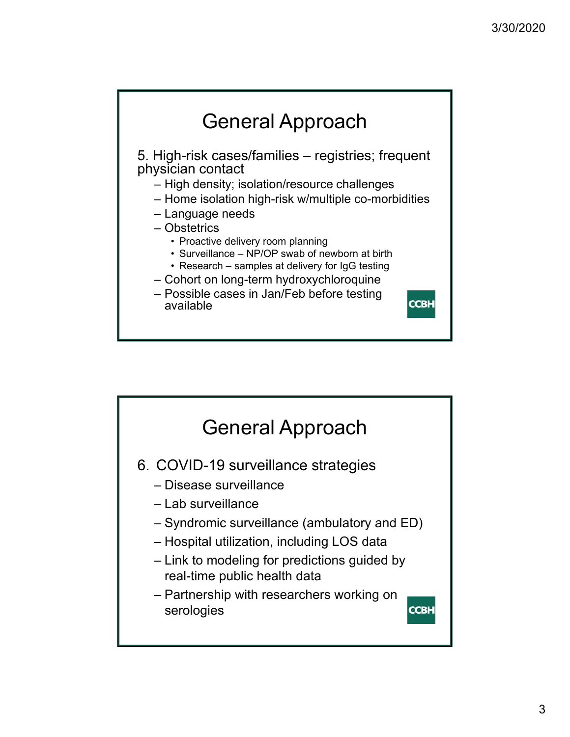## General Approach

5. High-risk cases/families – registries; frequent physician contact
   - High density; isolation/resource challenges
   - Home isolation high-risk w/multiple co-morbidities
   - Language needs
   - Obstetrics
     - Proactive delivery room planning
     - Surveillance – NP/OP swab of newborn at birth
     - Research – samples at delivery for IgG testing
   - Cohort on long-term hydroxychloroquine
   - Possible cases in Jan/Feb before testing available

CCBH

## General Approach

6. COVID-19 surveillance strategies
   - Disease surveillance
   - Lab surveillance
   - Syndromic surveillance (ambulatory and ED)
   - Hospital utilization, including LOS data
   - Link to modeling for predictions guided by real-time public health data
   - Partnership with researchers working on serologies

CCBH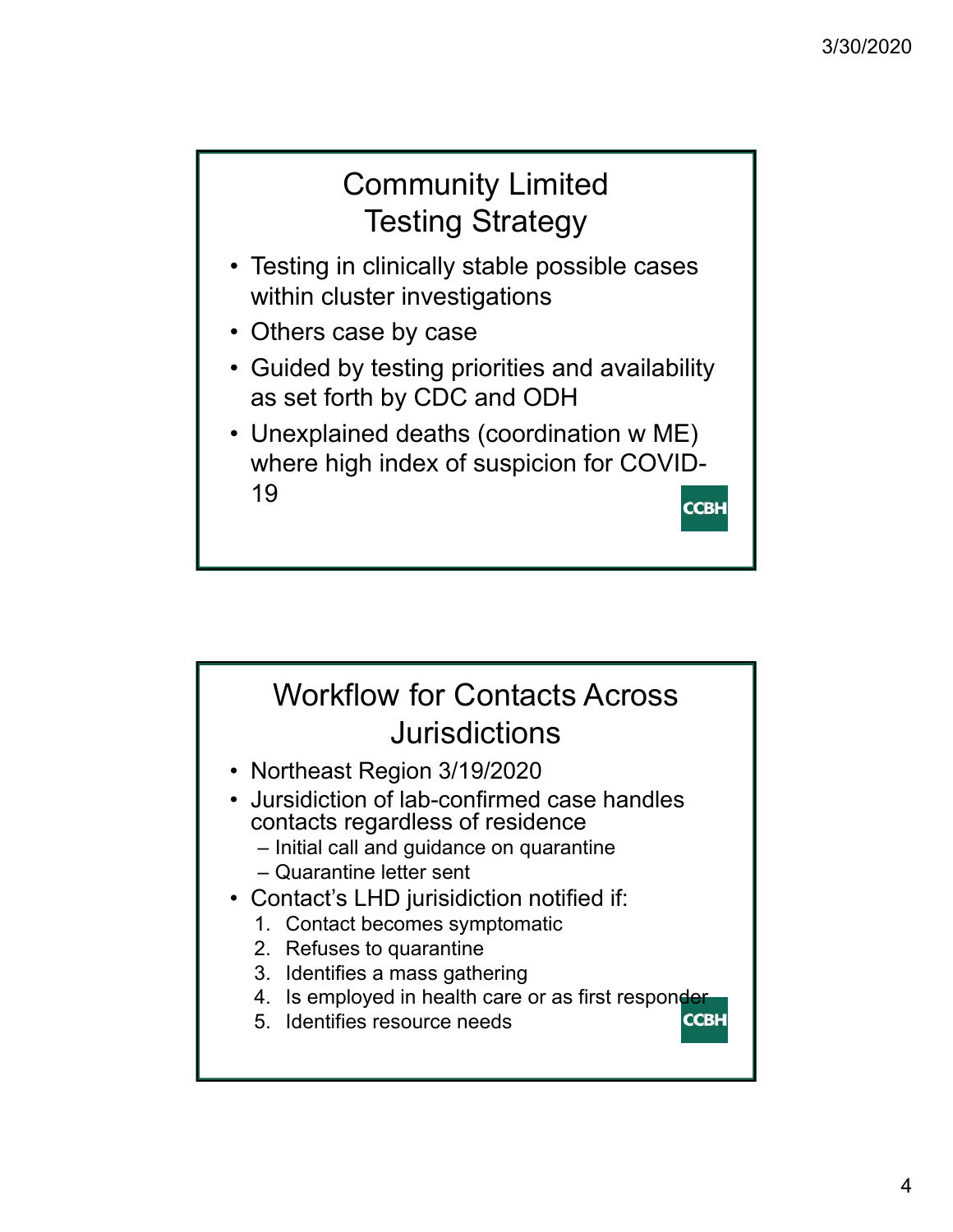## Community Limited Testing Strategy

- Testing in clinically stable possible cases within cluster investigations
- Others case by case
- Guided by testing priorities and availability as set forth by CDC and ODH
- Unexplained deaths (coordination w ME) where high index of suspicion for COVID-19

CCBH

## Workflow for Contacts Across Jurisdictions

- Northeast Region 3/19/2020
- Jursidiction of lab-confirmed case handles contacts regardless of residence
  - Initial call and guidance on quarantine
  - Quarantine letter sent
- Contact's LHD jurisidiction notified if:
  1. Contact becomes symptomatic
  2. Refuses to quarantine
  3. Identifies a mass gathering
  4. Is employed in health care or as first responder
  5. Identifies resource needs

CCBH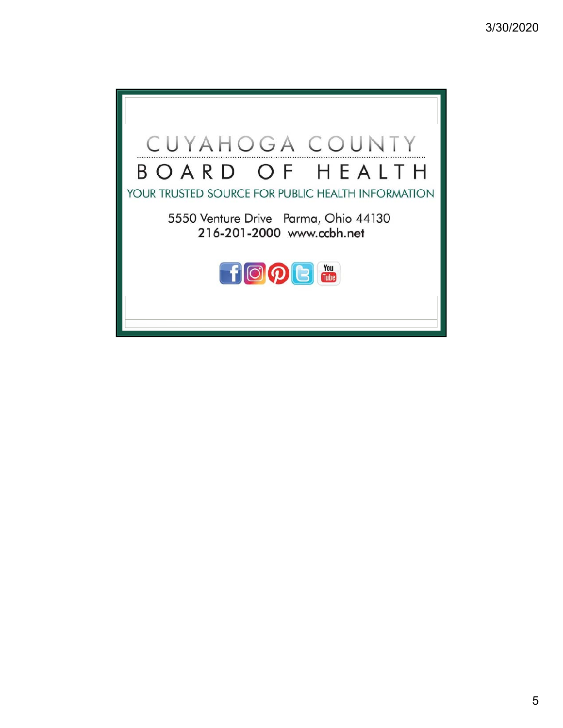# CUYAHOGA COUNTY BOARD OF HEALTH

YOUR TRUSTED SOURCE FOR PUBLIC HEALTH INFORMATION

5550 Venture Drive Parma, Ohio 44130

216-201-2000 www.ccbh.net